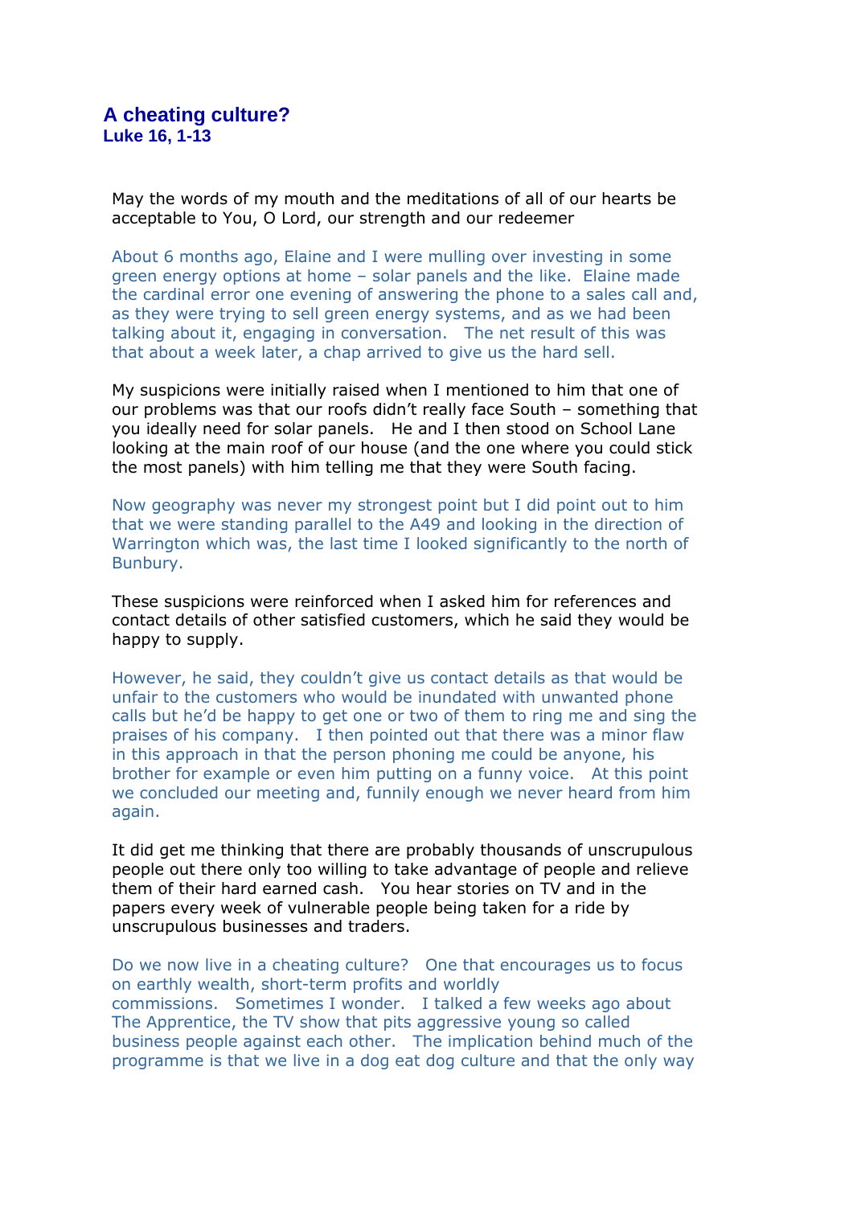# A cheating culture?

**Luke 16, 1-13**

May the words of my mouth and the meditations of all of our hearts be acceptable to You, O Lord, our strength and our redeemer

About 6 months ago, Elaine and I were mulling over investing in some green energy options at home – solar panels and the like. Elaine made the cardinal error one evening of answering the phone to a sales call and, as they were trying to sell green energy systems, and as we had been talking about it, engaging in conversation. The net result of this was that about a week later, a chap arrived to give us the hard sell.

My suspicions were initially raised when I mentioned to him that one of our problems was that our roofs didn't really face South – something that you ideally need for solar panels. He and I then stood on School Lane looking at the main roof of our house (and the one where you could stick the most panels) with him telling me that they were South facing.

Now geography was never my strongest point but I did point out to him that we were standing parallel to the A49 and looking in the direction of Warrington which was, the last time I looked significantly to the north of Bunbury.

These suspicions were reinforced when I asked him for references and contact details of other satisfied customers, which he said they would be happy to supply.

However, he said, they couldn't give us contact details as that would be unfair to the customers who would be inundated with unwanted phone calls but he'd be happy to get one or two of them to ring me and sing the praises of his company. I then pointed out that there was a minor flaw in this approach in that the person phoning me could be anyone, his brother for example or even him putting on a funny voice. At this point we concluded our meeting and, funnily enough we never heard from him again.

It did get me thinking that there are probably thousands of unscrupulous people out there only too willing to take advantage of people and relieve them of their hard earned cash. You hear stories on TV and in the papers every week of vulnerable people being taken for a ride by unscrupulous businesses and traders.

Do we now live in a cheating culture? One that encourages us to focus on earthly wealth, short-term profits and worldly commissions. Sometimes I wonder. I talked a few weeks ago about The Apprentice, the TV show that pits aggressive young so called business people against each other. The implication behind much of the programme is that we live in a dog eat dog culture and that the only way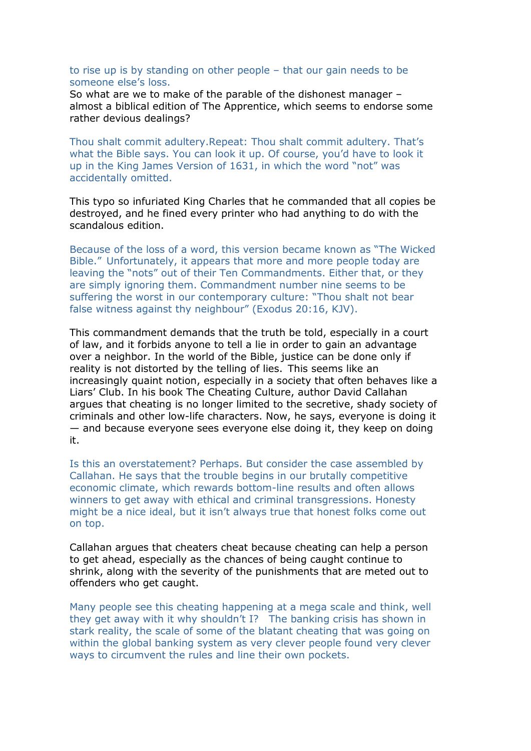to rise up is by standing on other people – that our gain needs to be someone else's loss.

So what are we to make of the parable of the dishonest manager – almost a biblical edition of The Apprentice, which seems to endorse some rather devious dealings?

Thou shalt commit adultery.Repeat: Thou shalt commit adultery. That's what the Bible says. You can look it up. Of course, you'd have to look it up in the King James Version of 1631, in which the word "not" was accidentally omitted.

This typo so infuriated King Charles that he commanded that all copies be destroyed, and he fined every printer who had anything to do with the scandalous edition.

Because of the loss of a word, this version became known as "The Wicked Bible." Unfortunately, it appears that more and more people today are leaving the "nots" out of their Ten Commandments. Either that, or they are simply ignoring them. Commandment number nine seems to be suffering the worst in our contemporary culture: "Thou shalt not bear false witness against thy neighbour" (Exodus 20:16, KJV).

This commandment demands that the truth be told, especially in a court of law, and it forbids anyone to tell a lie in order to gain an advantage over a neighbor. In the world of the Bible, justice can be done only if reality is not distorted by the telling of lies. This seems like an increasingly quaint notion, especially in a society that often behaves like a Liars' Club. In his book The Cheating Culture, author David Callahan argues that cheating is no longer limited to the secretive, shady society of criminals and other low-life characters. Now, he says, everyone is doing it — and because everyone sees everyone else doing it, they keep on doing it.

Is this an overstatement? Perhaps. But consider the case assembled by Callahan. He says that the trouble begins in our brutally competitive economic climate, which rewards bottom-line results and often allows winners to get away with ethical and criminal transgressions. Honesty might be a nice ideal, but it isn't always true that honest folks come out on top.

Callahan argues that cheaters cheat because cheating can help a person to get ahead, especially as the chances of being caught continue to shrink, along with the severity of the punishments that are meted out to offenders who get caught.

Many people see this cheating happening at a mega scale and think, well they get away with it why shouldn't I? The banking crisis has shown in stark reality, the scale of some of the blatant cheating that was going on within the global banking system as very clever people found very clever ways to circumvent the rules and line their own pockets.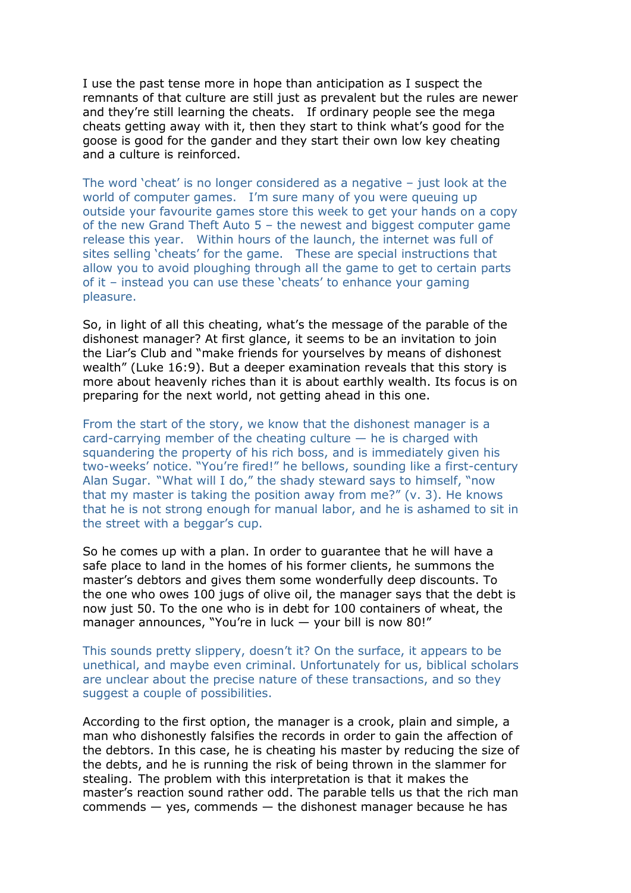I use the past tense more in hope than anticipation as I suspect the remnants of that culture are still just as prevalent but the rules are newer and they're still learning the cheats. If ordinary people see the mega cheats getting away with it, then they start to think what's good for the goose is good for the gander and they start their own low key cheating and a culture is reinforced.

The word 'cheat' is no longer considered as a negative – just look at the world of computer games. I'm sure many of you were queuing up outside your favourite games store this week to get your hands on a copy of the new Grand Theft Auto 5 – the newest and biggest computer game release this year. Within hours of the launch, the internet was full of sites selling 'cheats' for the game. These are special instructions that allow you to avoid ploughing through all the game to get to certain parts of it – instead you can use these 'cheats' to enhance your gaming pleasure.

So, in light of all this cheating, what's the message of the parable of the dishonest manager? At first glance, it seems to be an invitation to join the Liar's Club and "make friends for yourselves by means of dishonest wealth" (Luke 16:9). But a deeper examination reveals that this story is more about heavenly riches than it is about earthly wealth. Its focus is on preparing for the next world, not getting ahead in this one.

From the start of the story, we know that the dishonest manager is a card-carrying member of the cheating culture — he is charged with squandering the property of his rich boss, and is immediately given his two-weeks' notice. "You're fired!" he bellows, sounding like a first-century Alan Sugar. "What will I do," the shady steward says to himself, "now that my master is taking the position away from me?" (v. 3). He knows that he is not strong enough for manual labor, and he is ashamed to sit in the street with a beggar's cup.

So he comes up with a plan. In order to guarantee that he will have a safe place to land in the homes of his former clients, he summons the master's debtors and gives them some wonderfully deep discounts. To the one who owes 100 jugs of olive oil, the manager says that the debt is now just 50. To the one who is in debt for 100 containers of wheat, the manager announces, "You're in luck — your bill is now 80!"

This sounds pretty slippery, doesn't it? On the surface, it appears to be unethical, and maybe even criminal. Unfortunately for us, biblical scholars are unclear about the precise nature of these transactions, and so they suggest a couple of possibilities.

According to the first option, the manager is a crook, plain and simple, a man who dishonestly falsifies the records in order to gain the affection of the debtors. In this case, he is cheating his master by reducing the size of the debts, and he is running the risk of being thrown in the slammer for stealing. The problem with this interpretation is that it makes the master's reaction sound rather odd. The parable tells us that the rich man commends — yes, commends — the dishonest manager because he has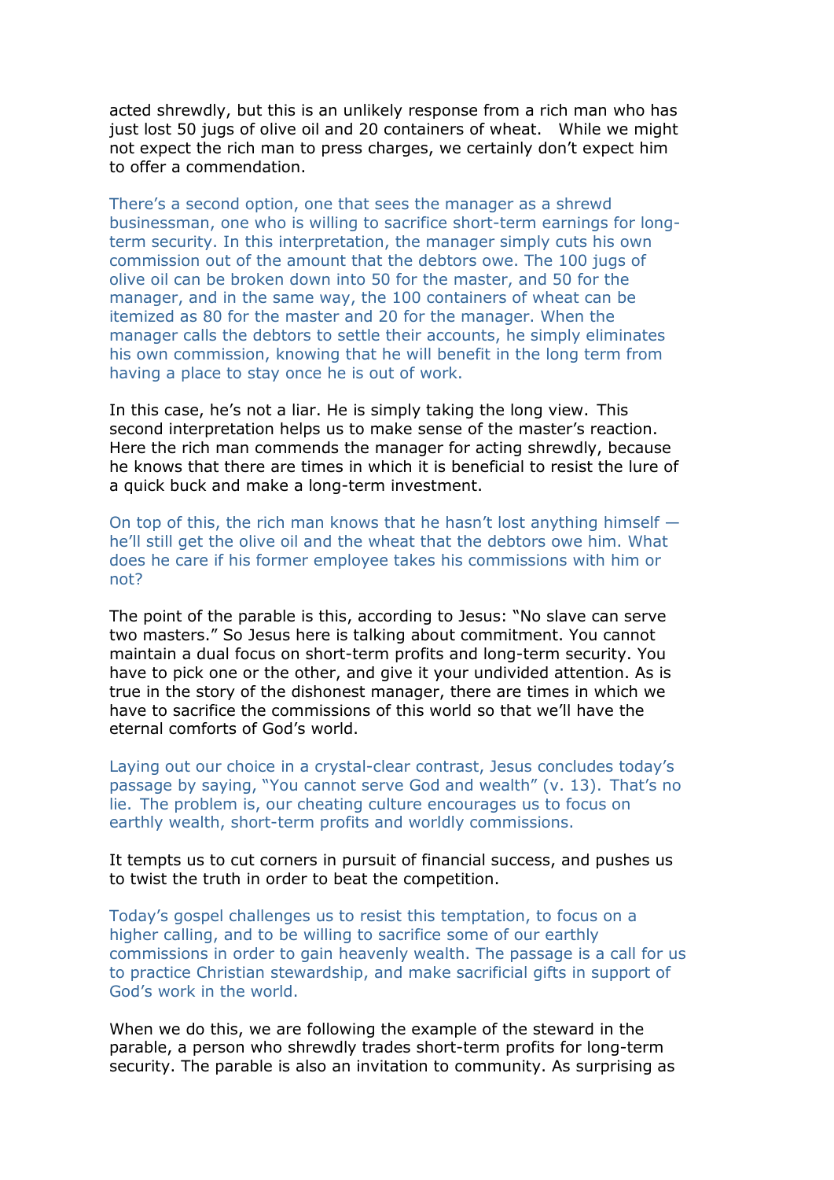acted shrewdly, but this is an unlikely response from a rich man who has just lost 50 jugs of olive oil and 20 containers of wheat. While we might not expect the rich man to press charges, we certainly don't expect him to offer a commendation.

There's a second option, one that sees the manager as a shrewd businessman, one who is willing to sacrifice short-term earnings for long-term security. In this interpretation, the manager simply cuts his own commission out of the amount that the debtors owe. The 100 jugs of olive oil can be broken down into 50 for the master, and 50 for the manager, and in the same way, the 100 containers of wheat can be itemized as 80 for the master and 20 for the manager. When the manager calls the debtors to settle their accounts, he simply eliminates his own commission, knowing that he will benefit in the long term from having a place to stay once he is out of work.

In this case, he's not a liar. He is simply taking the long view. This second interpretation helps us to make sense of the master's reaction. Here the rich man commends the manager for acting shrewdly, because he knows that there are times in which it is beneficial to resist the lure of a quick buck and make a long-term investment.

On top of this, the rich man knows that he hasn't lost anything himself — he'll still get the olive oil and the wheat that the debtors owe him. What does he care if his former employee takes his commissions with him or not?

The point of the parable is this, according to Jesus: "No slave can serve two masters." So Jesus here is talking about commitment. You cannot maintain a dual focus on short-term profits and long-term security. You have to pick one or the other, and give it your undivided attention. As is true in the story of the dishonest manager, there are times in which we have to sacrifice the commissions of this world so that we'll have the eternal comforts of God's world.

Laying out our choice in a crystal-clear contrast, Jesus concludes today's passage by saying, "You cannot serve God and wealth" (v. 13). That's no lie. The problem is, our cheating culture encourages us to focus on earthly wealth, short-term profits and worldly commissions.

It tempts us to cut corners in pursuit of financial success, and pushes us to twist the truth in order to beat the competition.

Today's gospel challenges us to resist this temptation, to focus on a higher calling, and to be willing to sacrifice some of our earthly commissions in order to gain heavenly wealth. The passage is a call for us to practice Christian stewardship, and make sacrificial gifts in support of God's work in the world.

When we do this, we are following the example of the steward in the parable, a person who shrewdly trades short-term profits for long-term security. The parable is also an invitation to community. As surprising as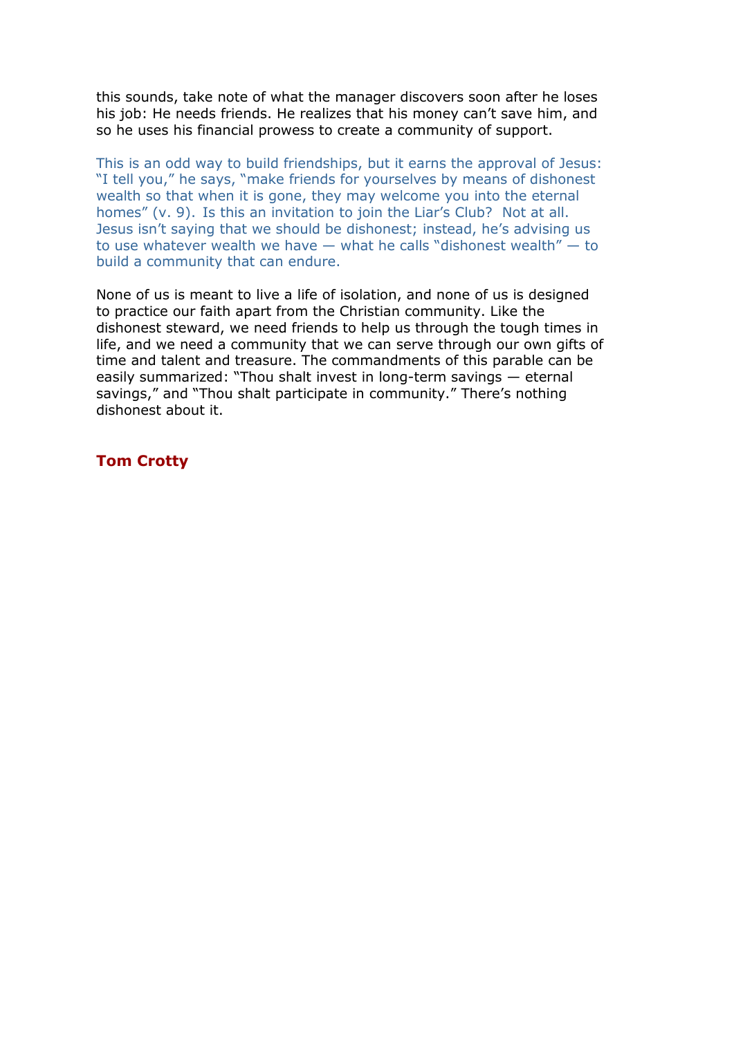this sounds, take note of what the manager discovers soon after he loses his job: He needs friends. He realizes that his money can't save him, and so he uses his financial prowess to create a community of support.

This is an odd way to build friendships, but it earns the approval of Jesus: "I tell you," he says, "make friends for yourselves by means of dishonest wealth so that when it is gone, they may welcome you into the eternal homes" (v. 9). Is this an invitation to join the Liar's Club? Not at all. Jesus isn't saying that we should be dishonest; instead, he's advising us to use whatever wealth we have — what he calls "dishonest wealth" — to build a community that can endure.

None of us is meant to live a life of isolation, and none of us is designed to practice our faith apart from the Christian community. Like the dishonest steward, we need friends to help us through the tough times in life, and we need a community that we can serve through our own gifts of time and talent and treasure. The commandments of this parable can be easily summarized: "Thou shalt invest in long-term savings — eternal savings," and "Thou shalt participate in community." There's nothing dishonest about it.

**Tom Crotty**